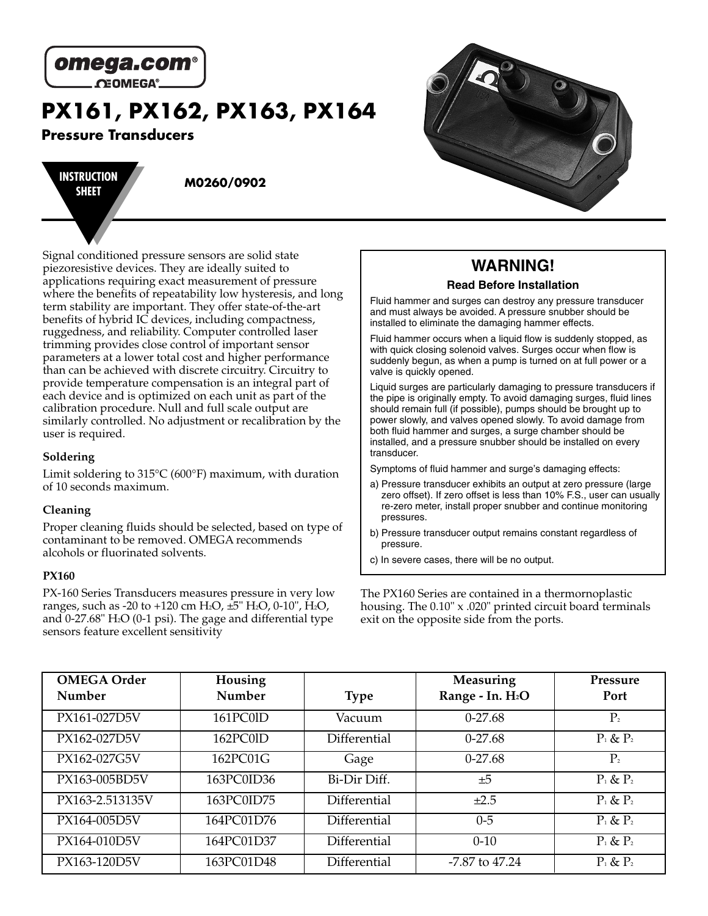omega.com® OMEGA®

# PX161, PX162, PX163, PX164

## Pressure Transducers

**INSTRUCTION SHEET**

**M0260/0902**

Signal conditioned pressure sensors are solid state piezoresistive devices. They are ideally suited to applications requiring exact measurement of pressure where the benefits of repeatability low hysteresis, and long term stability are important. They offer state-of-the-art benefits of hybrid IC devices, including compactness, ruggedness, and reliability. Computer controlled laser trimming provides close control of important sensor parameters at a lower total cost and higher performance than can be achieved with discrete circuitry. Circuitry to provide temperature compensation is an integral part of each device and is optimized on each unit as part of the calibration procedure. Null and full scale output are similarly controlled. No adjustment or recalibration by the user is required.

### Soldering

Limit soldering to 315°C (600°F) maximum, with duration of 10 seconds maximum.

### Cleaning

Proper cleaning fluids should be selected, based on type of contaminant to be removed. OMEGA recommends alcohols or fluorinated solvents.

### PX160

PX-160 Series Transducers measures pressure in very low ranges, such as -20 to +120 cm $H_2O$, ±5" $H_2O$, 0-10", $H_2O$, and 0-27.68" $H_2O$ (0-1 psi). The gage and differential type sensors feature excellent sensitivity

## WARNING!

**Read Before Installation**

Fluid hammer and surges can destroy any pressure transducer and must always be avoided. A pressure snubber should be installed to eliminate the damaging hammer effects.

Fluid hammer occurs when a liquid flow is suddenly stopped, as with quick closing solenoid valves. Surges occur when flow is suddenly begun, as when a pump is turned on at full power or a valve is quickly opened.

Liquid surges are particularly damaging to pressure transducers if the pipe is originally empty. To avoid damaging surges, fluid lines should remain full (if possible), pumps should be brought up to power slowly, and valves opened slowly. To avoid damage from both fluid hammer and surges, a surge chamber should be installed, and a pressure snubber should be installed on every transducer.

Symptoms of fluid hammer and surge's damaging effects:

a) Pressure transducer exhibits an output at zero pressure (large zero offset). If zero offset is less than 10% F.S., user can usually re-zero meter, install proper snubber and continue monitoring pressures.

b) Pressure transducer output remains constant regardless of pressure.

c) In severe cases, there will be no output.

The PX160 Series are contained in a thermornoplastic housing. The 0.10" x .020" printed circuit board terminals exit on the opposite side from the ports.

| OMEGA Order Number | Housing Number | Type | Measuring Range - In. $H_2O$ | Pressure Port |
|---|---|---|---|---|
| PX161-027D5V | 161PC0lD | Vacuum | 0-27.68 | $P_2$ |
| PX162-027D5V | 162PC0lD | Differential | 0-27.68 | $P_1$ & $P_2$ |
| PX162-027G5V | 162PC01G | Gage | 0-27.68 | $P_2$ |
| PX163-005BD5V | 163PC0ID36 | Bi-Dir Diff. | ±5 | $P_1$ & $P_2$ |
| PX163-2.513135V | 163PC0ID75 | Differential | ±2.5 | $P_1$ & $P_2$ |
| PX164-005D5V | 164PC01D76 | Differential | 0-5 | $P_1$ & $P_2$ |
| PX164-010D5V | 164PC01D37 | Differential | 0-10 | $P_1$ & $P_2$ |
| PX163-120D5V | 163PC01D48 | Differential | -7.87 to 47.24 | $P_1$ & $P_2$ |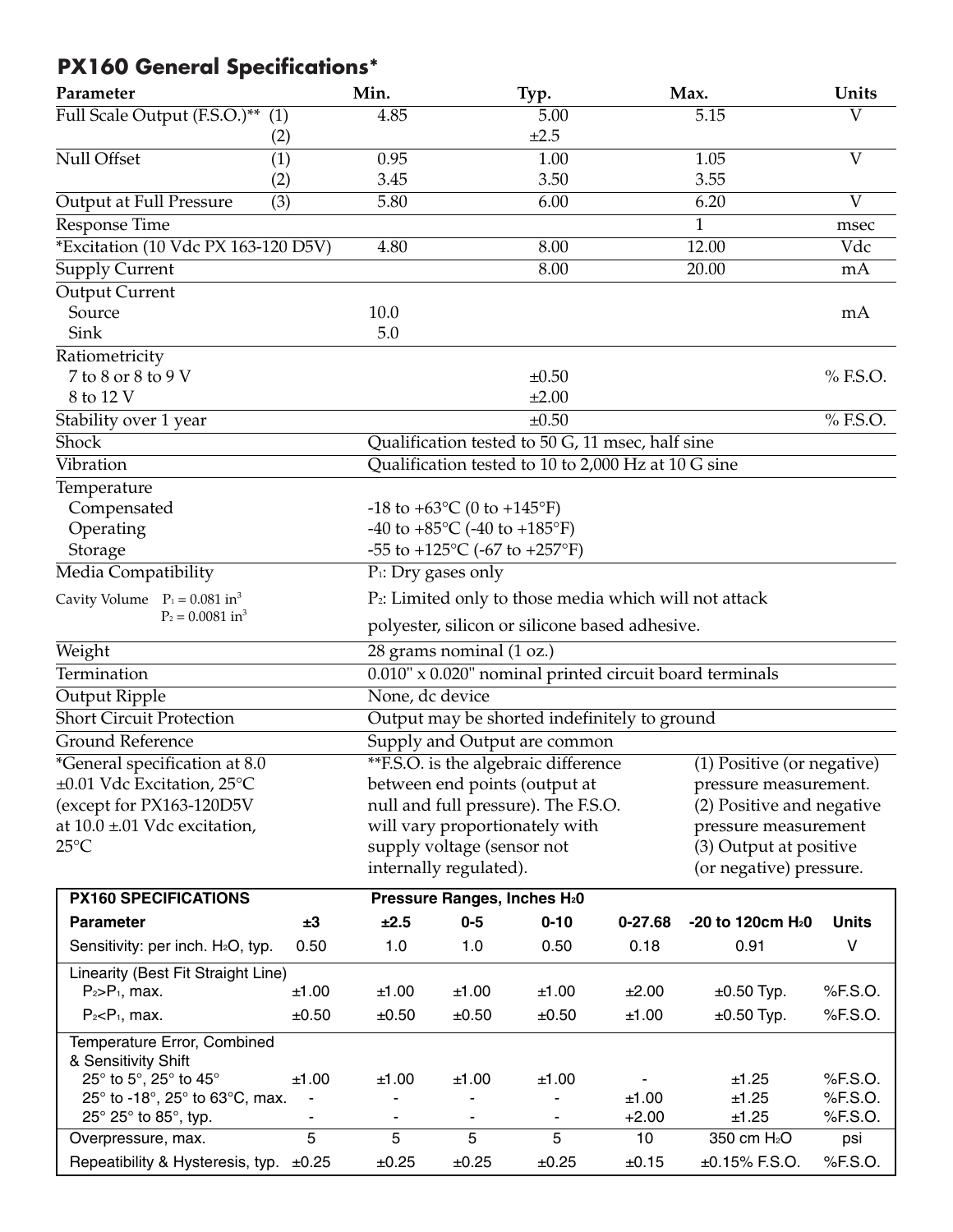## PX160 General Specifications*

| Parameter | | Min. | Typ. | Max. | Units |
|---|---|---|---|---|---|
| Full Scale Output (F.S.O.)** | (1) | 4.85 | 5.00 | 5.15 | V |
| | (2) | | ±2.5 | | |
| Null Offset | (1) | 0.95 | 1.00 | 1.05 | V |
| | (2) | 3.45 | 3.50 | 3.55 | |
| Output at Full Pressure | (3) | 5.80 | 6.00 | 6.20 | V |
| Response Time | | | | 1 | msec |
| *Excitation (10 Vdc PX 163-120 D5V) | | 4.80 | 8.00 | 12.00 | Vdc |
| Supply Current | | | 8.00 | 20.00 | mA |
| Output Current | | | | | |
| Source | | 10.0 | | | mA |
| Sink | | 5.0 | | | |
| Ratiometricity | | | | | |
| 7 to 8 or 8 to 9 V | | | ±0.50 | | % F.S.O. |
| 8 to 12 V | | | ±2.00 | | |
| Stability over 1 year | | | ±0.50 | | % F.S.O. |
| Shock | | Qualification tested to 50 G, 11 msec, half sine | | | |
| Vibration | | Qualification tested to 10 to 2,000 Hz at 10 G sine | | | |
| Temperature | | | | | |
| Compensated | | -18 to +63°C (0 to +145°F) | | | |
| Operating | | -40 to +85°C (-40 to +185°F) | | | |
| Storage | | -55 to +125°C (-67 to +257°F) | | | |
| Media Compatibility | | $P_1$: Dry gases only | | | |
| Cavity Volume $P_1 = 0.081$ in³, $P_2 = 0.0081$ in³ | | $P_2$: Limited only to those media which will not attack polyester, silicon or silicone based adhesive. | | | |
| Weight | | 28 grams nominal (1 oz.) | | | |
| Termination | | 0.010" x 0.020" nominal printed circuit board terminals | | | |
| Output Ripple | | None, dc device | | | |
| Short Circuit Protection | | Output may be shorted indefinitely to ground | | | |
| Ground Reference | | Supply and Output are common | | | |

*General specification at 8.0 ±0.01 Vdc Excitation, 25°C (except for PX163-120D5V at 10.0 ±.01 Vdc excitation, 25°C

**F.S.O. is the algebraic difference between end points (output at null and full pressure). The F.S.O. will vary proportionately with supply voltage (sensor not internally regulated).

(1) Positive (or negative) pressure measurement.
(2) Positive and negative pressure measurement
(3) Output at positive (or negative) pressure.

| PX160 SPECIFICATIONS | Pressure Ranges, Inches $H_2O$ | | | | | | |
|---|---|---|---|---|---|---|---|
| **Parameter** | **±3** | **±2.5** | **0-5** | **0-10** | **0-27.68** | **-20 to 120cm $H_2O$** | **Units** |
| Sensitivity: per inch. $H_2O$, typ. | 0.50 | 1.0 | 1.0 | 0.50 | 0.18 | 0.91 | V |
| Linearity (Best Fit Straight Line) | | | | | | | |
| $P_2 > P_1$, max. | ±1.00 | ±1.00 | ±1.00 | ±1.00 | ±2.00 | ±0.50 Typ. | %F.S.O. |
| $P_2 < P_1$, max. | ±0.50 | ±0.50 | ±0.50 | ±0.50 | ±1.00 | ±0.50 Typ. | %F.S.O. |
| Temperature Error, Combined & Sensitivity Shift | | | | | | | |
| 25° to 5°, 25° to 45° | ±1.00 | ±1.00 | ±1.00 | ±1.00 | - | ±1.25 | %F.S.O. |
| 25° to -18°, 25° to 63°C, max. | - | - | - | - | ±1.00 | ±1.25 | %F.S.O. |
| 25° 25° to 85°, typ. | - | - | - | - | +2.00 | ±1.25 | %F.S.O. |
| Overpressure, max. | 5 | 5 | 5 | 5 | 10 | 350 cm $H_2O$ | psi |
| Repeatibility & Hysteresis, typ. | ±0.25 | ±0.25 | ±0.25 | ±0.25 | ±0.15 | ±0.15% F.S.O. | %F.S.O. |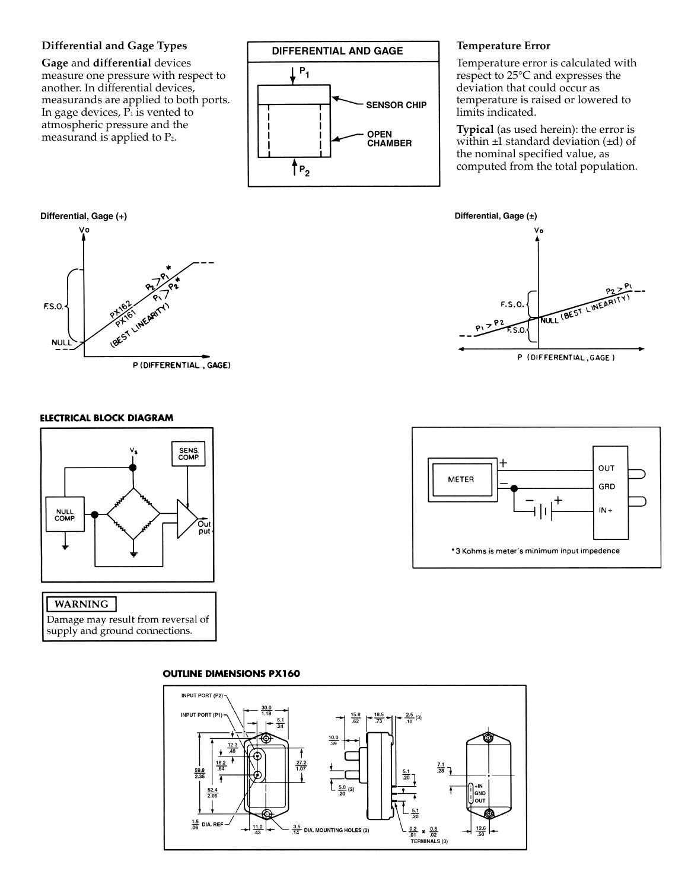### Differential and Gage Types

**Gage** and **differential** devices measure one pressure with respect to another. In differential devices, measurands are applied to both ports. In gage devices, $P_1$ is vented to atmospheric pressure and the measurand is applied to $P_2$.

**DIFFERENTIAL AND GAGE**

$P_1$

SENSOR CHIP

OPEN CHAMBER

$P_2$

### Temperature Error

Temperature error is calculated with respect to 25°C and expresses the deviation that could occur as temperature is raised or lowered to limits indicated.

**Typical** (as used herein): the error is within ±1 standard deviation (±d) of the nominal specified value, as computed from the total population.

**Differential, Gage (+)**

Vo

F.S.O.

NULL

PX162 $P_2 > P_1$ *

PX161 $P_1 > P_2$ *

(BEST LINEARITY)

P (DIFFERENTIAL, GAGE)

**Differential, Gage (±)**

Vo

F.S.O.

NULL (BEST LINEARITY)

F.S.O.

$P_1 > P_2$

$P_2 > P_1$

P (DIFFERENTIAL, GAGE)

### ELECTRICAL BLOCK DIAGRAM

$V_s$

SENS. COMP.

NULL COMP

Out put

| WARNING |
|---|
| Damage may result from reversal of supply and ground connections. |

METER

OUT

GRD

IN +

*3 Kohms is meter's minimum input impedence

### OUTLINE DIMENSIONS PX160

INPUT PORT (P2)

INPUT PORT (P1)

30.0 / 1.18

6.1 / .24

12.3 / .48

16.2 / .64

27.2 / 1.07

59.8 / 2.35

52.4 / 2.06

1.5 / .06 DIA. REF

11.0 / .43

3.5 / .14 DIA. MOUNTING HOLES (2)

15.8 / .62

18.5 / .73

2.5 / .10 (3)

10.0 / .39

5.0 / .20 (2)

5.1 / .20

5.1 / .20

0.2 / .01 x 0.5 / .02 TERMINALS (3)

7.1 / .28

+IN

GND

OUT

12.6 / .50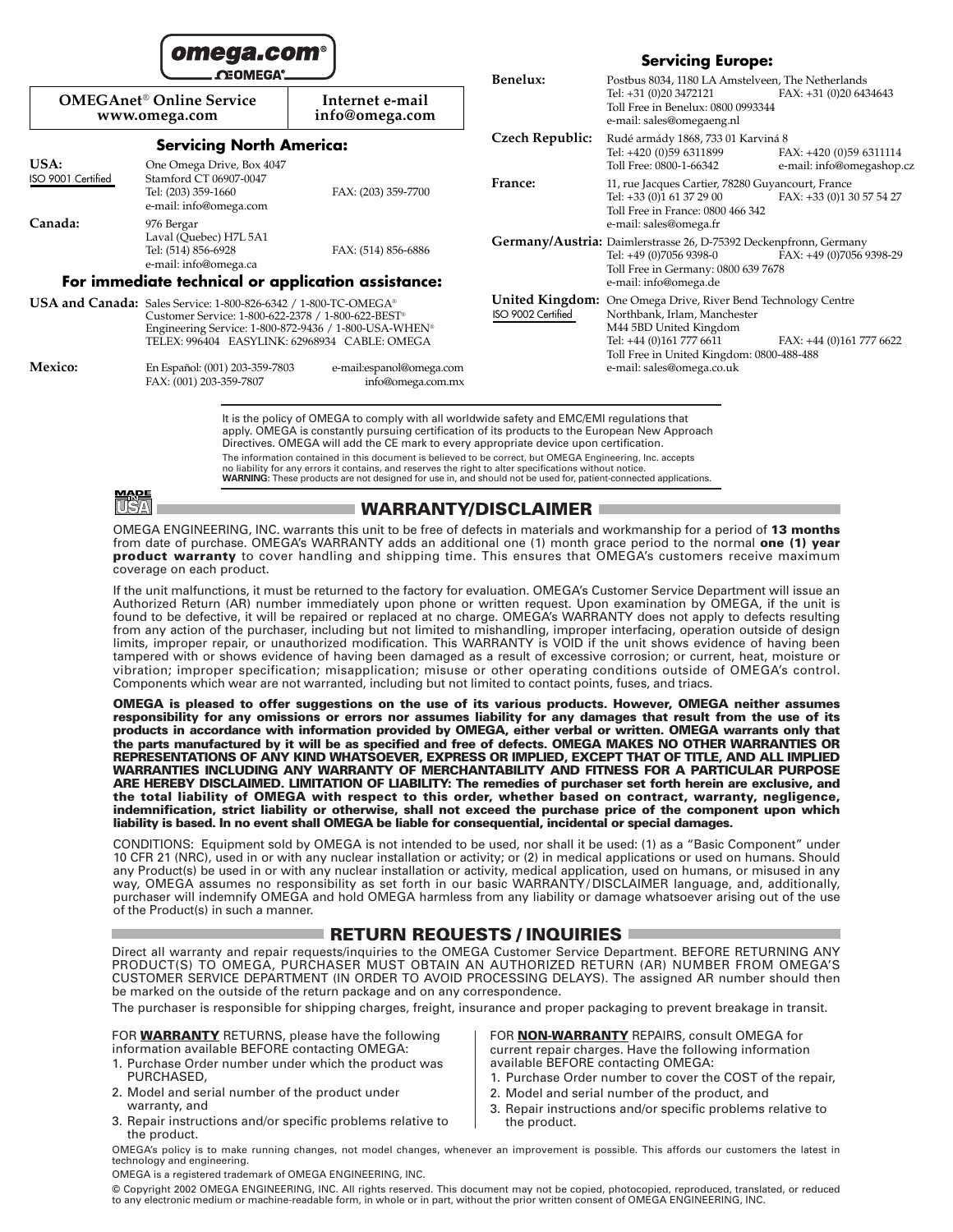omega.com® OMEGA®

| OMEGAnet® Online Service www.omega.com | Internet e-mail info@omega.com |
| --- | --- |

## Servicing North America:

**USA:** ISO 9001 Certified
One Omega Drive, Box 4047
Stamford CT 06907-0047
Tel: (203) 359-1660 FAX: (203) 359-7700
e-mail: info@omega.com

**Canada:**
976 Bergar
Laval (Quebec) H7L 5A1
Tel: (514) 856-6928 FAX: (514) 856-6886
e-mail: info@omega.ca

## For immediate technical or application assistance:

**USA and Canada:** Sales Service: 1-800-826-6342 / 1-800-TC-OMEGA®
Customer Service: 1-800-622-2378 / 1-800-622-BEST®
Engineering Service: 1-800-872-9436 / 1-800-USA-WHEN®
TELEX: 996404 EASYLINK: 62968934 CABLE: OMEGA

**Mexico:** En Español: (001) 203-359-7803 e-mail:espanol@omega.com
FAX: (001) 203-359-7807 info@omega.com.mx

## Servicing Europe:

**Benelux:** Postbus 8034, 1180 LA Amstelveen, The Netherlands
Tel: +31 (0)20 3472121 FAX: +31 (0)20 6434643
Toll Free in Benelux: 0800 0993344
e-mail: sales@omegaeng.nl

**Czech Republic:** Rudé armády 1868, 733 01 Karviná 8
Tel: +420 (0)59 6311899 FAX: +420 (0)59 6311114
Toll Free: 0800-1-66342 e-mail: info@omegashop.cz

**France:** 11, rue Jacques Cartier, 78280 Guyancourt, France
Tel: +33 (0)1 61 37 29 00 FAX: +33 (0)1 30 57 54 27
Toll Free in France: 0800 466 342
e-mail: sales@omega.fr

**Germany/Austria:** Daimlerstrasse 26, D-75392 Deckenpfronn, Germany
Tel: +49 (0)7056 9398-0 FAX: +49 (0)7056 9398-29
Toll Free in Germany: 0800 639 7678
e-mail: info@omega.de

**United Kingdom:** ISO 9002 Certified
One Omega Drive, River Bend Technology Centre
Northbank, Irlam, Manchester
M44 5BD United Kingdom
Tel: +44 (0)161 777 6611 FAX: +44 (0)161 777 6622
Toll Free in United Kingdom: 0800-488-488
e-mail: sales@omega.co.uk

It is the policy of OMEGA to comply with all worldwide safety and EMC/EMI regulations that apply. OMEGA is constantly pursuing certification of its products to the European New Approach Directives. OMEGA will add the CE mark to every appropriate device upon certification.

The information contained in this document is believed to be correct, but OMEGA Engineering, Inc. accepts no liability for any errors it contains, and reserves the right to alter specifications without notice.
**WARNING:** These products are not designed for use in, and should not be used for, patient-connected applications.

MADE IN USA

## WARRANTY/DISCLAIMER

OMEGA ENGINEERING, INC. warrants this unit to be free of defects in materials and workmanship for a period of **13 months** from date of purchase. OMEGA's WARRANTY adds an additional one (1) month grace period to the normal **one (1) year product warranty** to cover handling and shipping time. This ensures that OMEGA's customers receive maximum coverage on each product.

If the unit malfunctions, it must be returned to the factory for evaluation. OMEGA's Customer Service Department will issue an Authorized Return (AR) number immediately upon phone or written request. Upon examination by OMEGA, if the unit is found to be defective, it will be repaired or replaced at no charge. OMEGA's WARRANTY does not apply to defects resulting from any action of the purchaser, including but not limited to mishandling, improper interfacing, operation outside of design limits, improper repair, or unauthorized modification. This WARRANTY is VOID if the unit shows evidence of having been tampered with or shows evidence of having been damaged as a result of excessive corrosion; or current, heat, moisture or vibration; improper specification; misapplication; misuse or other operating conditions outside of OMEGA's control. Components which wear are not warranted, including but not limited to contact points, fuses, and triacs.

**OMEGA is pleased to offer suggestions on the use of its various products. However, OMEGA neither assumes responsibility for any omissions or errors nor assumes liability for any damages that result from the use of its products in accordance with information provided by OMEGA, either verbal or written. OMEGA warrants only that the parts manufactured by it will be as specified and free of defects. OMEGA MAKES NO OTHER WARRANTIES OR REPRESENTATIONS OF ANY KIND WHATSOEVER, EXPRESS OR IMPLIED, EXCEPT THAT OF TITLE, AND ALL IMPLIED WARRANTIES INCLUDING ANY WARRANTY OF MERCHANTABILITY AND FITNESS FOR A PARTICULAR PURPOSE ARE HEREBY DISCLAIMED. LIMITATION OF LIABILITY: The remedies of purchaser set forth herein are exclusive, and the total liability of OMEGA with respect to this order, whether based on contract, warranty, negligence, indemnification, strict liability or otherwise, shall not exceed the purchase price of the component upon which liability is based. In no event shall OMEGA be liable for consequential, incidental or special damages.**

CONDITIONS: Equipment sold by OMEGA is not intended to be used, nor shall it be used: (1) as a "Basic Component" under 10 CFR 21 (NRC), used in or with any nuclear installation or activity; or (2) in medical applications or used on humans. Should any Product(s) be used in or with any nuclear installation or activity, medical application, used on humans, or misused in any way, OMEGA assumes no responsibility as set forth in our basic WARRANTY/DISCLAIMER language, and, additionally, purchaser will indemnify OMEGA and hold OMEGA harmless from any liability or damage whatsoever arising out of the use of the Product(s) in such a manner.

## RETURN REQUESTS / INQUIRIES

Direct all warranty and repair requests/inquiries to the OMEGA Customer Service Department. BEFORE RETURNING ANY PRODUCT(S) TO OMEGA, PURCHASER MUST OBTAIN AN AUTHORIZED RETURN (AR) NUMBER FROM OMEGA'S CUSTOMER SERVICE DEPARTMENT (IN ORDER TO AVOID PROCESSING DELAYS). The assigned AR number should then be marked on the outside of the return package and on any correspondence.

The purchaser is responsible for shipping charges, freight, insurance and proper packaging to prevent breakage in transit.

FOR **WARRANTY** RETURNS, please have the following information available BEFORE contacting OMEGA:

1. Purchase Order number under which the product was PURCHASED,
2. Model and serial number of the product under warranty, and
3. Repair instructions and/or specific problems relative to the product.

FOR **NON-WARRANTY** REPAIRS, consult OMEGA for current repair charges. Have the following information available BEFORE contacting OMEGA:

1. Purchase Order number to cover the COST of the repair,
2. Model and serial number of the product, and
3. Repair instructions and/or specific problems relative to the product.

OMEGA's policy is to make running changes, not model changes, whenever an improvement is possible. This affords our customers the latest in technology and engineering.

OMEGA is a registered trademark of OMEGA ENGINEERING, INC.

© Copyright 2002 OMEGA ENGINEERING, INC. All rights reserved. This document may not be copied, photocopied, reproduced, translated, or reduced to any electronic medium or machine-readable form, in whole or in part, without the prior written consent of OMEGA ENGINEERING, INC.